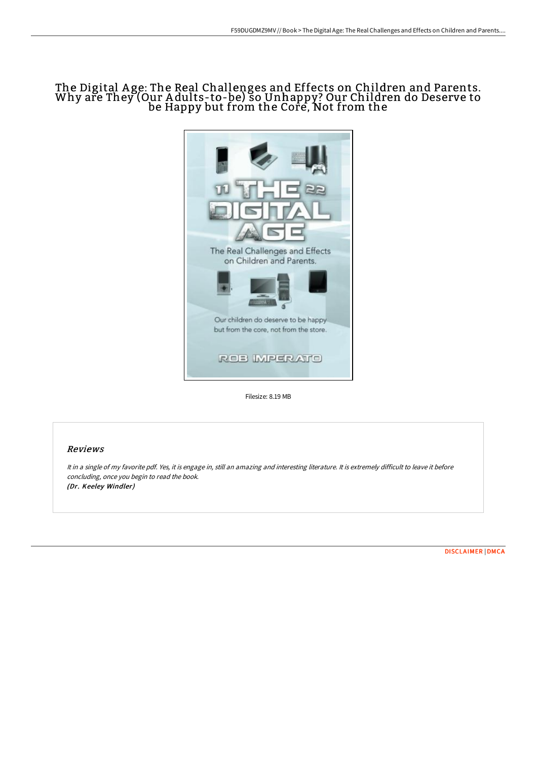# The Digital Age: The Real Challenges and Effects on Children and Parents. Why are They (Our Adults-to-be) so Unhappy? Our Children do Deserve to be Happy but from the Core, Not from the

Filesize: 8.19 MB

## Reviews

*It in a single of my favorite pdf. Yes, it is engage in, still an amazing and interesting literature. It is extremely difficult to leave it before concluding, once you begin to read the book.*
***(Dr. Keeley Windler)***

DISCLAIMER | DMCA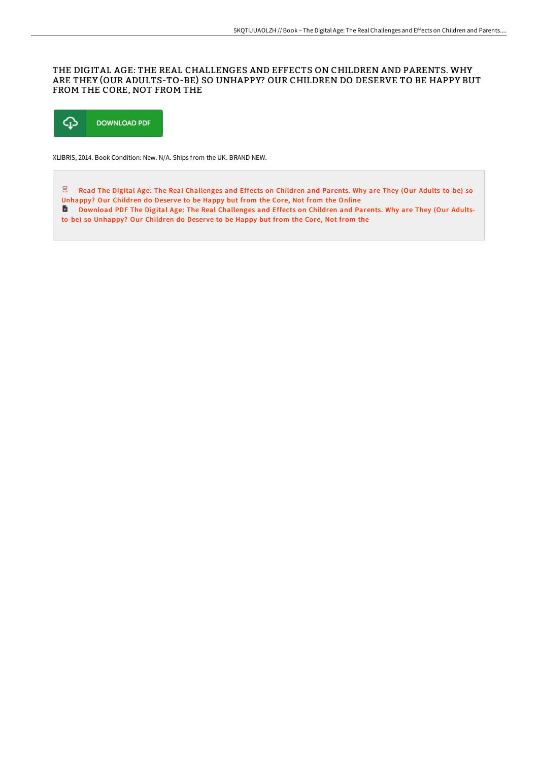# THE DIGITAL AGE: THE REAL CHALLENGES AND EFFECTS ON CHILDREN AND PARENTS. WHY ARE THEY (OUR ADULTS-TO-BE) SO UNHAPPY? OUR CHILDREN DO DESERVE TO BE HAPPY BUT FROM THE CORE, NOT FROM THE

DOWNLOAD PDF

XLIBRIS, 2014. Book Condition: New. N/A. Ships from the UK. BRAND NEW.

Read The Digital Age: The Real Challenges and Effects on Children and Parents. Why are They (Our Adults-to-be) so Unhappy? Our Children do Deserve to be Happy but from the Core, Not from the Online

Download PDF The Digital Age: The Real Challenges and Effects on Children and Parents. Why are They (Our Adults-to-be) so Unhappy? Our Children do Deserve to be Happy but from the Core, Not from the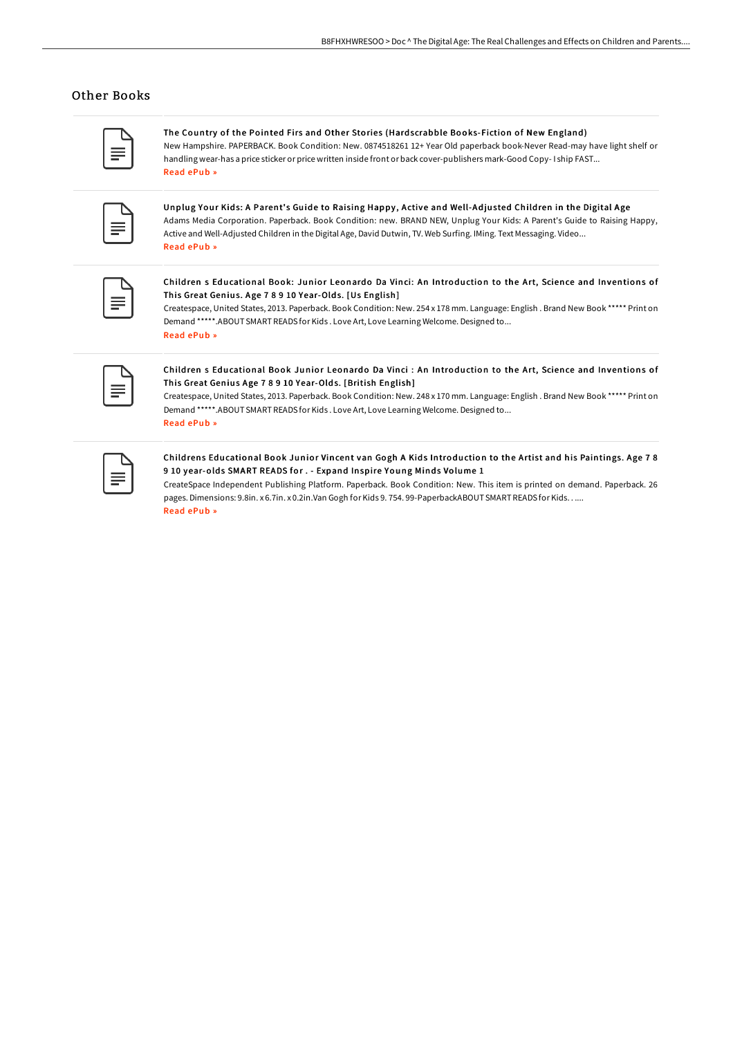## Other Books

**The Country of the Pointed Firs and Other Stories (Hardscrabble Books-Fiction of New England)**
New Hampshire. PAPERBACK. Book Condition: New. 0874518261 12+ Year Old paperback book-Never Read-may have light shelf or handling wear-has a price sticker or price written inside front or back cover-publishers mark-Good Copy- I ship FAST...
Read ePub »

**Unplug Your Kids: A Parent's Guide to Raising Happy, Active and Well-Adjusted Children in the Digital Age**
Adams Media Corporation. Paperback. Book Condition: new. BRAND NEW, Unplug Your Kids: A Parent's Guide to Raising Happy, Active and Well-Adjusted Children in the Digital Age, David Dutwin, TV. Web Surfing. IMing. Text Messaging. Video...
Read ePub »

**Children s Educational Book: Junior Leonardo Da Vinci: An Introduction to the Art, Science and Inventions of This Great Genius. Age 7 8 9 10 Year-Olds. [Us English]**
Createspace, United States, 2013. Paperback. Book Condition: New. 254 x 178 mm. Language: English . Brand New Book ***** Print on Demand *****.ABOUT SMART READS for Kids . Love Art, Love Learning Welcome. Designed to...
Read ePub »

**Children s Educational Book Junior Leonardo Da Vinci : An Introduction to the Art, Science and Inventions of This Great Genius Age 7 8 9 10 Year-Olds. [British English]**
Createspace, United States, 2013. Paperback. Book Condition: New. 248 x 170 mm. Language: English . Brand New Book ***** Print on Demand *****.ABOUT SMART READS for Kids . Love Art, Love Learning Welcome. Designed to...
Read ePub »

**Childrens Educational Book Junior Vincent van Gogh A Kids Introduction to the Artist and his Paintings. Age 7 8 9 10 year-olds SMART READS for . - Expand Inspire Young Minds Volume 1**
CreateSpace Independent Publishing Platform. Paperback. Book Condition: New. This item is printed on demand. Paperback. 26 pages. Dimensions: 9.8in. x 6.7in. x 0.2in.Van Gogh for Kids 9. 754. 99-PaperbackABOUT SMART READS for Kids. . ....
Read ePub »